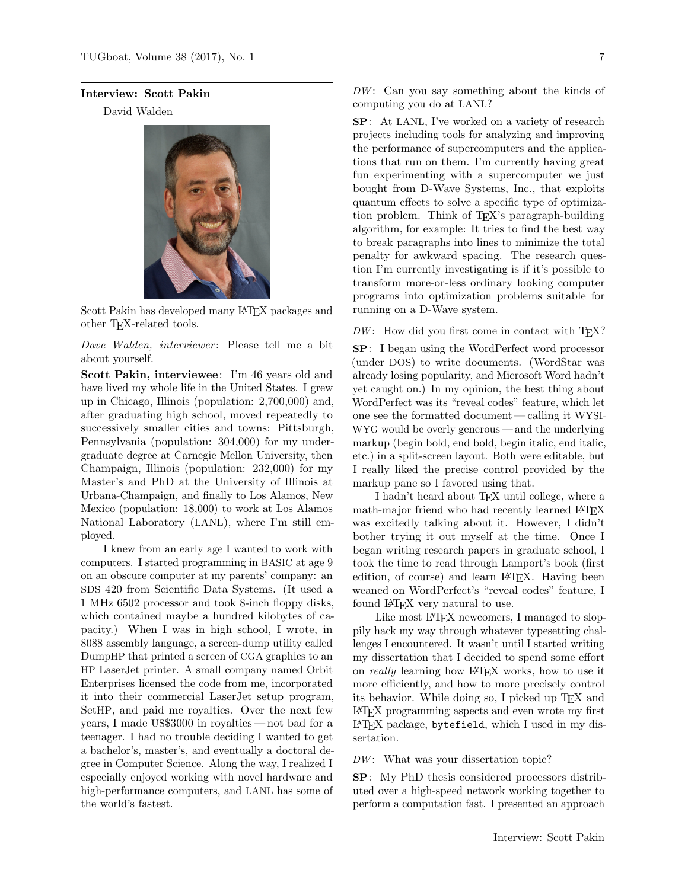## Interview: Scott Pakin

David Walden

Scott Pakin has developed many LaTeX packages and other TeX-related tools.

*Dave Walden, interviewer*: Please tell me a bit about yourself.

**Scott Pakin, interviewee**: I'm 46 years old and have lived my whole life in the United States. I grew up in Chicago, Illinois (population: 2,700,000) and, after graduating high school, moved repeatedly to successively smaller cities and towns: Pittsburgh, Pennsylvania (population: 304,000) for my undergraduate degree at Carnegie Mellon University, then Champaign, Illinois (population: 232,000) for my Master's and PhD at the University of Illinois at Urbana-Champaign, and finally to Los Alamos, New Mexico (population: 18,000) to work at Los Alamos National Laboratory (LANL), where I'm still employed.

I knew from an early age I wanted to work with computers. I started programming in BASIC at age 9 on an obscure computer at my parents' company: an SDS 420 from Scientific Data Systems. (It used a 1 MHz 6502 processor and took 8-inch floppy disks, which contained maybe a hundred kilobytes of capacity.) When I was in high school, I wrote, in 8088 assembly language, a screen-dump utility called DumpHP that printed a screen of CGA graphics to an HP LaserJet printer. A small company named Orbit Enterprises licensed the code from me, incorporated it into their commercial LaserJet setup program, SetHP, and paid me royalties. Over the next few years, I made US$3000 in royalties — not bad for a teenager. I had no trouble deciding I wanted to get a bachelor's, master's, and eventually a doctoral degree in Computer Science. Along the way, I realized I especially enjoyed working with novel hardware and high-performance computers, and LANL has some of the world's fastest.

*DW*: Can you say something about the kinds of computing you do at LANL?

**SP**: At LANL, I've worked on a variety of research projects including tools for analyzing and improving the performance of supercomputers and the applications that run on them. I'm currently having great fun experimenting with a supercomputer we just bought from D-Wave Systems, Inc., that exploits quantum effects to solve a specific type of optimization problem. Think of TeX's paragraph-building algorithm, for example: It tries to find the best way to break paragraphs into lines to minimize the total penalty for awkward spacing. The research question I'm currently investigating is if it's possible to transform more-or-less ordinary looking computer programs into optimization problems suitable for running on a D-Wave system.

*DW*: How did you first come in contact with TeX?

**SP**: I began using the WordPerfect word processor (under DOS) to write documents. (WordStar was already losing popularity, and Microsoft Word hadn't yet caught on.) In my opinion, the best thing about WordPerfect was its "reveal codes" feature, which let one see the formatted document — calling it WYSIWYG would be overly generous — and the underlying markup (begin bold, end bold, begin italic, end italic, etc.) in a split-screen layout. Both were editable, but I really liked the precise control provided by the markup pane so I favored using that.

I hadn't heard about TeX until college, where a math-major friend who had recently learned LaTeX was excitedly talking about it. However, I didn't bother trying it out myself at the time. Once I began writing research papers in graduate school, I took the time to read through Lamport's book (first edition, of course) and learn LaTeX. Having been weaned on WordPerfect's "reveal codes" feature, I found LaTeX very natural to use.

Like most LaTeX newcomers, I managed to sloppily hack my way through whatever typesetting challenges I encountered. It wasn't until I started writing my dissertation that I decided to spend some effort on *really* learning how LaTeX works, how to use it more efficiently, and how to more precisely control its behavior. While doing so, I picked up TeX and LaTeX programming aspects and even wrote my first LaTeX package, `bytefield`, which I used in my dissertation.

*DW*: What was your dissertation topic?

**SP**: My PhD thesis considered processors distributed over a high-speed network working together to perform a computation fast. I presented an approach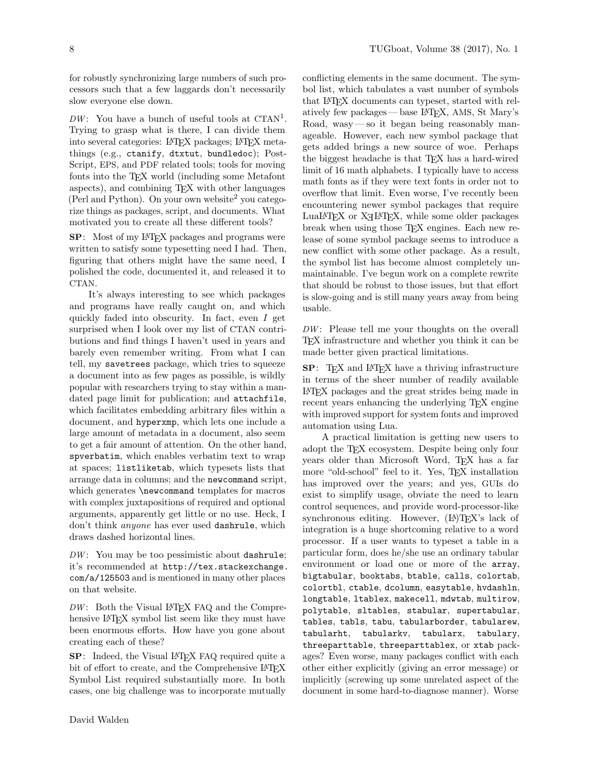for robustly synchronizing large numbers of such processors such that a few laggards don't necessarily slow everyone else down.

*DW*: You have a bunch of useful tools at CTAN[1]. Trying to grasp what is there, I can divide them into several categories: LaTeX packages; LaTeX metathings (e.g., `ctanify`, `dtxtut`, `bundledoc`); PostScript, EPS, and PDF related tools; tools for moving fonts into the TeX world (including some Metafont aspects), and combining TeX with other languages (Perl and Python). On your own website[2] you categorize things as packages, script, and documents. What motivated you to create all these different tools?

**SP**: Most of my LaTeX packages and programs were written to satisfy some typesetting need I had. Then, figuring that others might have the same need, I polished the code, documented it, and released it to CTAN.

It's always interesting to see which packages and programs have really caught on, and which quickly faded into obscurity. In fact, even *I* get surprised when I look over my list of CTAN contributions and find things I haven't used in years and barely even remember writing. From what I can tell, my `savetrees` package, which tries to squeeze a document into as few pages as possible, is wildly popular with researchers trying to stay within a mandated page limit for publication; and `attachfile`, which facilitates embedding arbitrary files within a document, and `hyperxmp`, which lets one include a large amount of metadata in a document, also seem to get a fair amount of attention. On the other hand, `spverbatim`, which enables verbatim text to wrap at spaces; `listliketab`, which typesets lists that arrange data in columns; and the `newcommand` script, which generates `\newcommand` templates for macros with complex juxtapositions of required and optional arguments, apparently get little or no use. Heck, I don't think *anyone* has ever used `dashrule`, which draws dashed horizontal lines.

*DW*: You may be too pessimistic about `dashrule`; it's recommended at `http://tex.stackexchange.com/a/125503` and is mentioned in many other places on that website.

*DW*: Both the Visual LaTeX FAQ and the Comprehensive LaTeX symbol list seem like they must have been enormous efforts. How have you gone about creating each of these?

**SP**: Indeed, the Visual LaTeX FAQ required quite a bit of effort to create, and the Comprehensive LaTeX Symbol List required substantially more. In both cases, one big challenge was to incorporate mutually conflicting elements in the same document. The symbol list, which tabulates a vast number of symbols that LaTeX documents can typeset, started with relatively few packages — base LaTeX, AMS, St Mary's Road, wasy — so it began being reasonably manageable. However, each new symbol package that gets added brings a new source of woe. Perhaps the biggest headache is that TeX has a hard-wired limit of 16 math alphabets. I typically have to access math fonts as if they were text fonts in order not to overflow that limit. Even worse, I've recently been encountering newer symbol packages that require LuaLaTeX or XeLaTeX, while some older packages break when using those TeX engines. Each new release of some symbol package seems to introduce a new conflict with some other package. As a result, the symbol list has become almost completely unmaintainable. I've begun work on a complete rewrite that should be robust to those issues, but that effort is slow-going and is still many years away from being usable.

*DW*: Please tell me your thoughts on the overall TeX infrastructure and whether you think it can be made better given practical limitations.

**SP**: TeX and LaTeX have a thriving infrastructure in terms of the sheer number of readily available LaTeX packages and the great strides being made in recent years enhancing the underlying TeX engine with improved support for system fonts and improved automation using Lua.

A practical limitation is getting new users to adopt the TeX ecosystem. Despite being only four years older than Microsoft Word, TeX has a far more "old-school" feel to it. Yes, TeX installation has improved over the years; and yes, GUIs do exist to simplify usage, obviate the need to learn control sequences, and provide word-processor-like synchronous editing. However, (LA)TeX's lack of integration is a huge shortcoming relative to a word processor. If a user wants to typeset a table in a particular form, does he/she use an ordinary tabular environment or load one or more of the `array`, `bigtabular`, `booktabs`, `btable`, `calls`, `colortab`, `colortbl`, `ctable`, `dcolumn`, `easytable`, `hvdashln`, `longtable`, `ltablex`, `makecell`, `mdwtab`, `multirow`, `polytable`, `sltables`, `stabular`, `supertabular`, `tables`, `tabls`, `tabu`, `tabularborder`, `tabularew`, `tabularht`, `tabularkv`, `tabularx`, `tabulary`, `threeparttable`, `threeparttablex`, or `xtab` packages? Even worse, many packages conflict with each other either explicitly (giving an error message) or implicitly (screwing up some unrelated aspect of the document in some hard-to-diagnose manner). Worse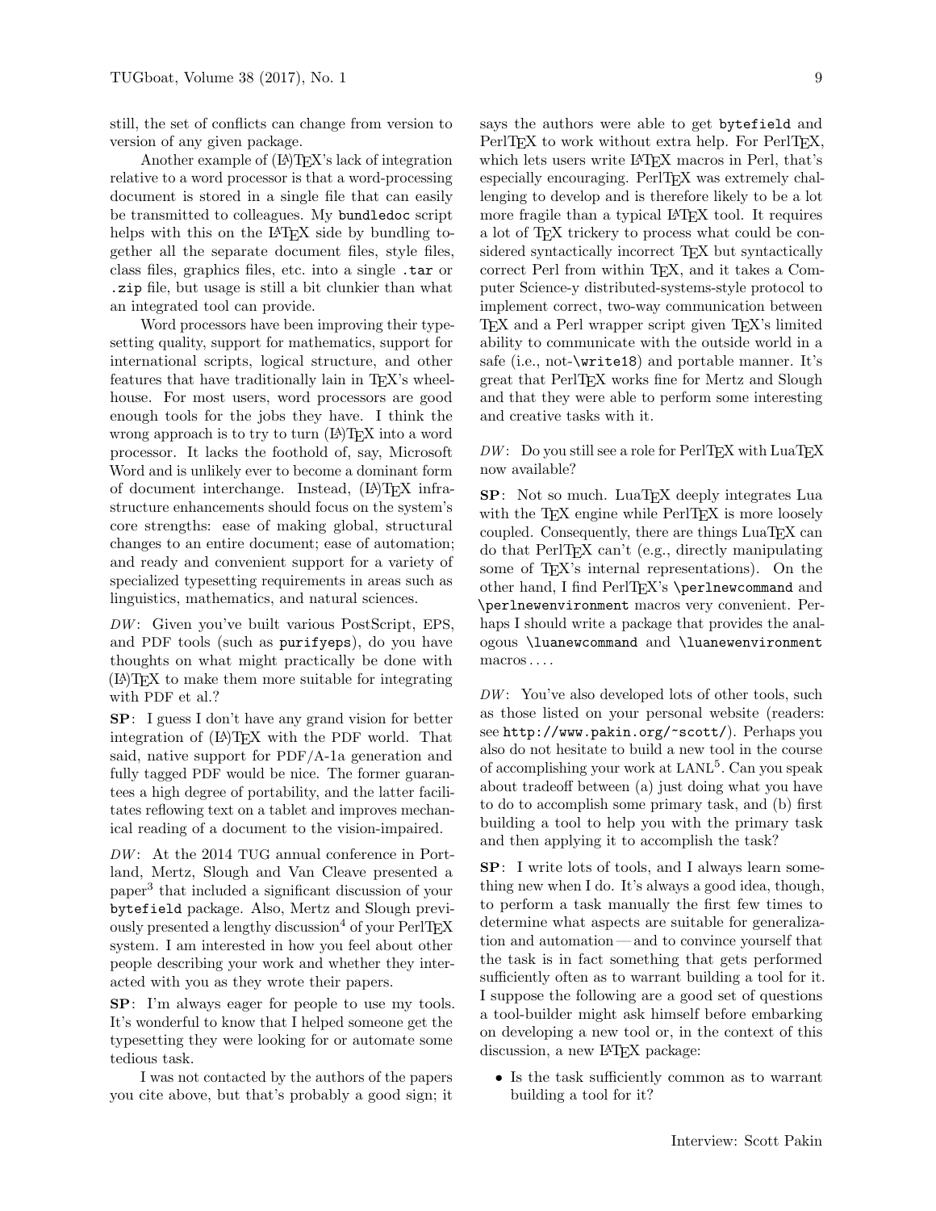still, the set of conflicts can change from version to version of any given package.

Another example of (LA)TEX's lack of integration relative to a word processor is that a word-processing document is stored in a single file that can easily be transmitted to colleagues. My `bundledoc` script helps with this on the LATEX side by bundling together all the separate document files, style files, class files, graphics files, etc. into a single `.tar` or `.zip` file, but usage is still a bit clunkier than what an integrated tool can provide.

Word processors have been improving their typesetting quality, support for mathematics, support for international scripts, logical structure, and other features that have traditionally lain in TEX's wheelhouse. For most users, word processors are good enough tools for the jobs they have. I think the wrong approach is to try to turn (LA)TEX into a word processor. It lacks the foothold of, say, Microsoft Word and is unlikely ever to become a dominant form of document interchange. Instead, (LA)TEX infrastructure enhancements should focus on the system's core strengths: ease of making global, structural changes to an entire document; ease of automation; and ready and convenient support for a variety of specialized typesetting requirements in areas such as linguistics, mathematics, and natural sciences.

*DW*: Given you've built various PostScript, EPS, and PDF tools (such as `purifyeps`), do you have thoughts on what might practically be done with (LA)TEX to make them more suitable for integrating with PDF et al.?

**SP**: I guess I don't have any grand vision for better integration of (LA)TEX with the PDF world. That said, native support for PDF/A-1a generation and fully tagged PDF would be nice. The former guarantees a high degree of portability, and the latter facilitates reflowing text on a tablet and improves mechanical reading of a document to the vision-impaired.

*DW*: At the 2014 TUG annual conference in Portland, Mertz, Slough and Van Cleave presented a paper[3] that included a significant discussion of your `bytefield` package. Also, Mertz and Slough previously presented a lengthy discussion[4] of your PerlTEX system. I am interested in how you feel about other people describing your work and whether they interacted with you as they wrote their papers.

**SP**: I'm always eager for people to use my tools. It's wonderful to know that I helped someone get the typesetting they were looking for or automate some tedious task.

I was not contacted by the authors of the papers you cite above, but that's probably a good sign; it says the authors were able to get `bytefield` and PerlTEX to work without extra help. For PerlTEX, which lets users write LATEX macros in Perl, that's especially encouraging. PerlTEX was extremely challenging to develop and is therefore likely to be a lot more fragile than a typical LATEX tool. It requires a lot of TEX trickery to process what could be considered syntactically incorrect TEX but syntactically correct Perl from within TEX, and it takes a Computer Science-y distributed-systems-style protocol to implement correct, two-way communication between TEX and a Perl wrapper script given TEX's limited ability to communicate with the outside world in a safe (i.e., not-`\write18`) and portable manner. It's great that PerlTEX works fine for Mertz and Slough and that they were able to perform some interesting and creative tasks with it.

*DW*: Do you still see a role for PerlTEX with LuaTEX now available?

**SP**: Not so much. LuaTEX deeply integrates Lua with the TEX engine while PerlTEX is more loosely coupled. Consequently, there are things LuaTEX can do that PerlTEX can't (e.g., directly manipulating some of TEX's internal representations). On the other hand, I find PerlTEX's `\perlnewcommand` and `\perlnewenvironment` macros very convenient. Perhaps I should write a package that provides the analogous `\luanewcommand` and `\luanewenvironment` macros....

*DW*: You've also developed lots of other tools, such as those listed on your personal website (readers: see `http://www.pakin.org/~scott/`). Perhaps you also do not hesitate to build a new tool in the course of accomplishing your work at LANL[5]. Can you speak about tradeoff between (a) just doing what you have to do to accomplish some primary task, and (b) first building a tool to help you with the primary task and then applying it to accomplish the task?

**SP**: I write lots of tools, and I always learn something new when I do. It's always a good idea, though, to perform a task manually the first few times to determine what aspects are suitable for generalization and automation — and to convince yourself that the task is in fact something that gets performed sufficiently often as to warrant building a tool for it. I suppose the following are a good set of questions a tool-builder might ask himself before embarking on developing a new tool or, in the context of this discussion, a new LATEX package:

- Is the task sufficiently common as to warrant building a tool for it?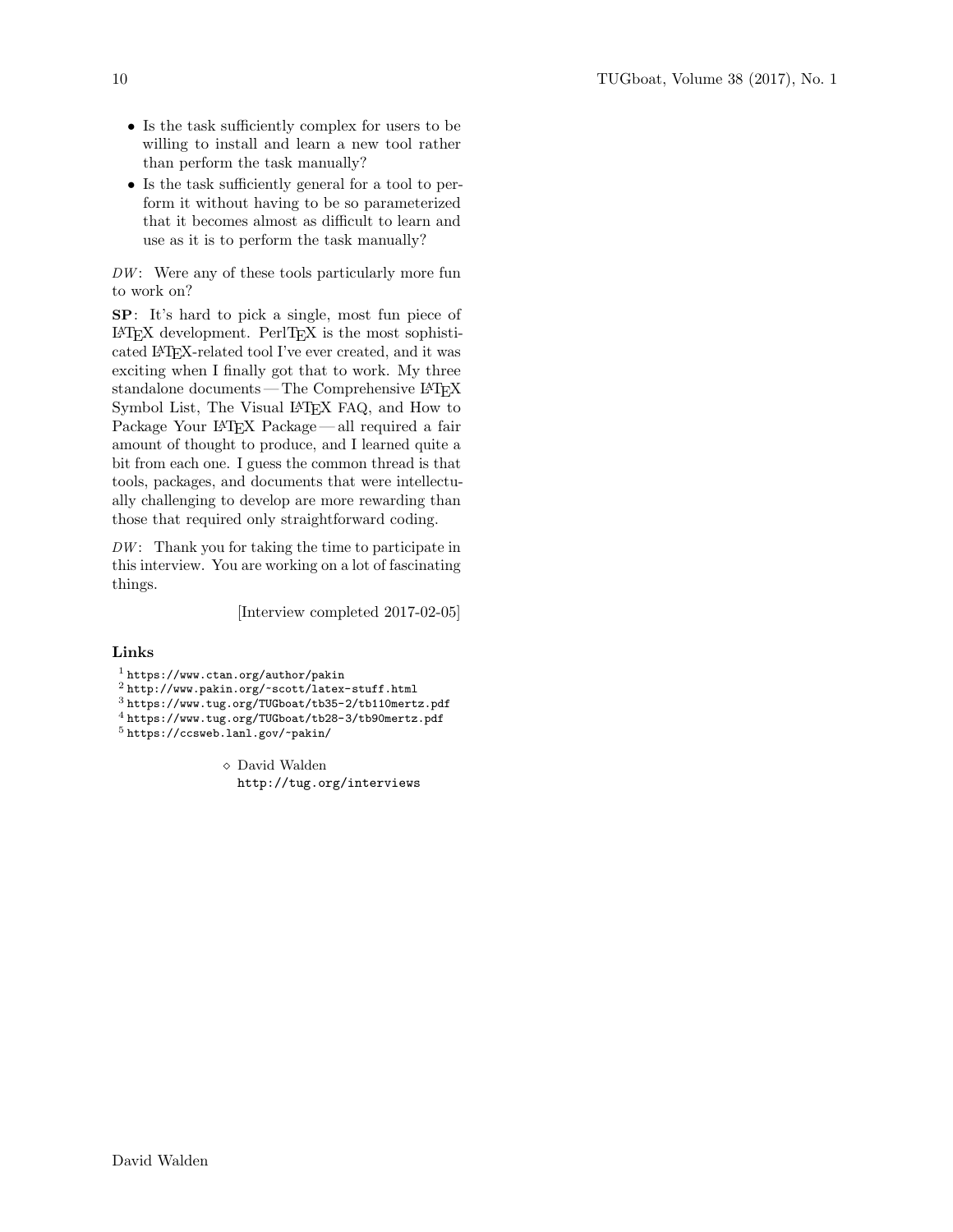- Is the task sufficiently complex for users to be willing to install and learn a new tool rather than perform the task manually?
- Is the task sufficiently general for a tool to perform it without having to be so parameterized that it becomes almost as difficult to learn and use as it is to perform the task manually?

*DW*: Were any of these tools particularly more fun to work on?

**SP**: It's hard to pick a single, most fun piece of LaTeX development. PerlTeX is the most sophisticated LaTeX-related tool I've ever created, and it was exciting when I finally got that to work. My three standalone documents — The Comprehensive LaTeX Symbol List, The Visual LaTeX FAQ, and How to Package Your LaTeX Package — all required a fair amount of thought to produce, and I learned quite a bit from each one. I guess the common thread is that tools, packages, and documents that were intellectually challenging to develop are more rewarding than those that required only straightforward coding.

*DW*: Thank you for taking the time to participate in this interview. You are working on a lot of fascinating things.

[Interview completed 2017-02-05]

### Links

[1] https://www.ctan.org/author/pakin
[2] http://www.pakin.org/~scott/latex-stuff.html
[3] https://www.tug.org/TUGboat/tb35-2/tb110mertz.pdf
[4] https://www.tug.org/TUGboat/tb28-3/tb90mertz.pdf
[5] https://ccsweb.lanl.gov/~pakin/

◇ David Walden
http://tug.org/interviews